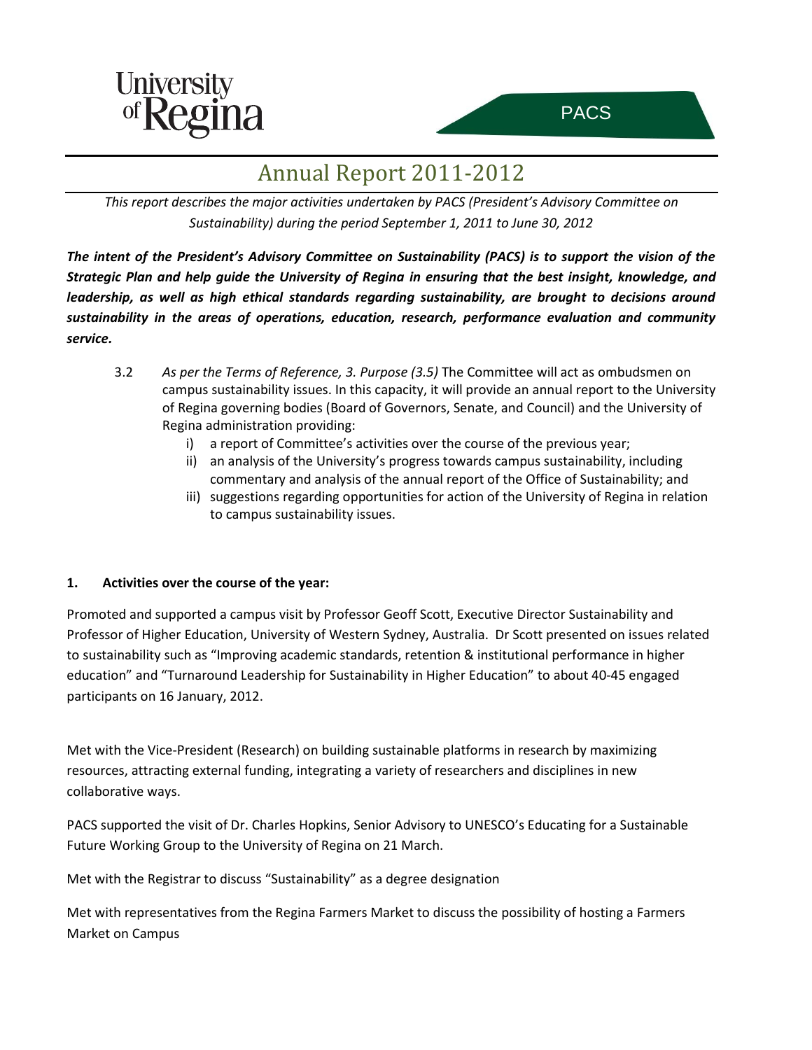University of Regina

PACS

# Annual Report 2011-2012

*This report describes the major activities undertaken by PACS (President's Advisory Committee on Sustainability) during the period September 1, 2011 to June 30, 2012*

***The intent of the President's Advisory Committee on Sustainability (PACS) is to support the vision of the Strategic Plan and help guide the University of Regina in ensuring that the best insight, knowledge, and leadership, as well as high ethical standards regarding sustainability, are brought to decisions around sustainability in the areas of operations, education, research, performance evaluation and community service.***

3.2 *As per the Terms of Reference, 3. Purpose (3.5)* The Committee will act as ombudsmen on campus sustainability issues. In this capacity, it will provide an annual report to the University of Regina governing bodies (Board of Governors, Senate, and Council) and the University of Regina administration providing:

i) a report of Committee's activities over the course of the previous year;
ii) an analysis of the University's progress towards campus sustainability, including commentary and analysis of the annual report of the Office of Sustainability; and
iii) suggestions regarding opportunities for action of the University of Regina in relation to campus sustainability issues.

**1. Activities over the course of the year:**

Promoted and supported a campus visit by Professor Geoff Scott, Executive Director Sustainability and Professor of Higher Education, University of Western Sydney, Australia. Dr Scott presented on issues related to sustainability such as "Improving academic standards, retention & institutional performance in higher education" and "Turnaround Leadership for Sustainability in Higher Education" to about 40-45 engaged participants on 16 January, 2012.

Met with the Vice-President (Research) on building sustainable platforms in research by maximizing resources, attracting external funding, integrating a variety of researchers and disciplines in new collaborative ways.

PACS supported the visit of Dr. Charles Hopkins, Senior Advisory to UNESCO's Educating for a Sustainable Future Working Group to the University of Regina on 21 March.

Met with the Registrar to discuss "Sustainability" as a degree designation

Met with representatives from the Regina Farmers Market to discuss the possibility of hosting a Farmers Market on Campus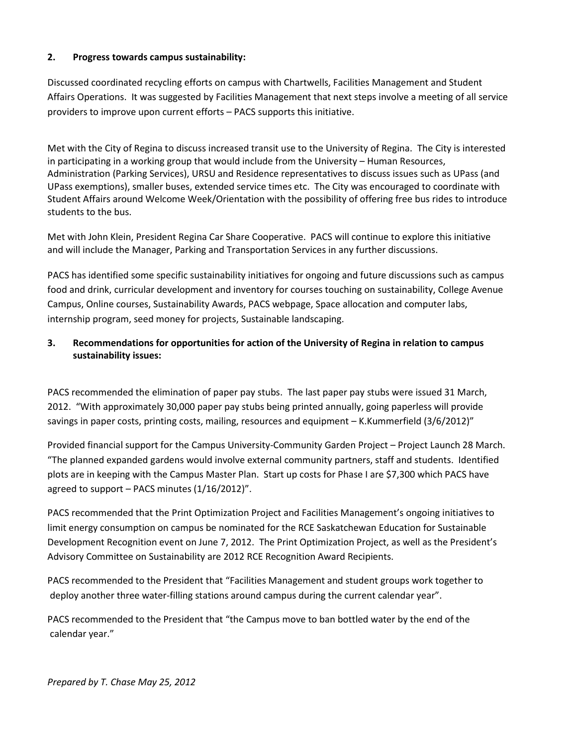## 2. Progress towards campus sustainability:

Discussed coordinated recycling efforts on campus with Chartwells, Facilities Management and Student Affairs Operations. It was suggested by Facilities Management that next steps involve a meeting of all service providers to improve upon current efforts – PACS supports this initiative.

Met with the City of Regina to discuss increased transit use to the University of Regina. The City is interested in participating in a working group that would include from the University – Human Resources, Administration (Parking Services), URSU and Residence representatives to discuss issues such as UPass (and UPass exemptions), smaller buses, extended service times etc. The City was encouraged to coordinate with Student Affairs around Welcome Week/Orientation with the possibility of offering free bus rides to introduce students to the bus.

Met with John Klein, President Regina Car Share Cooperative. PACS will continue to explore this initiative and will include the Manager, Parking and Transportation Services in any further discussions.

PACS has identified some specific sustainability initiatives for ongoing and future discussions such as campus food and drink, curricular development and inventory for courses touching on sustainability, College Avenue Campus, Online courses, Sustainability Awards, PACS webpage, Space allocation and computer labs, internship program, seed money for projects, Sustainable landscaping.

## 3. Recommendations for opportunities for action of the University of Regina in relation to campus sustainability issues:

PACS recommended the elimination of paper pay stubs. The last paper pay stubs were issued 31 March, 2012. "With approximately 30,000 paper pay stubs being printed annually, going paperless will provide savings in paper costs, printing costs, mailing, resources and equipment – K.Kummerfield (3/6/2012)"

Provided financial support for the Campus University-Community Garden Project – Project Launch 28 March. "The planned expanded gardens would involve external community partners, staff and students. Identified plots are in keeping with the Campus Master Plan. Start up costs for Phase I are $7,300 which PACS have agreed to support – PACS minutes (1/16/2012)".

PACS recommended that the Print Optimization Project and Facilities Management's ongoing initiatives to limit energy consumption on campus be nominated for the RCE Saskatchewan Education for Sustainable Development Recognition event on June 7, 2012. The Print Optimization Project, as well as the President's Advisory Committee on Sustainability are 2012 RCE Recognition Award Recipients.

PACS recommended to the President that "Facilities Management and student groups work together to deploy another three water-filling stations around campus during the current calendar year".

PACS recommended to the President that "the Campus move to ban bottled water by the end of the calendar year."

*Prepared by T. Chase May 25, 2012*